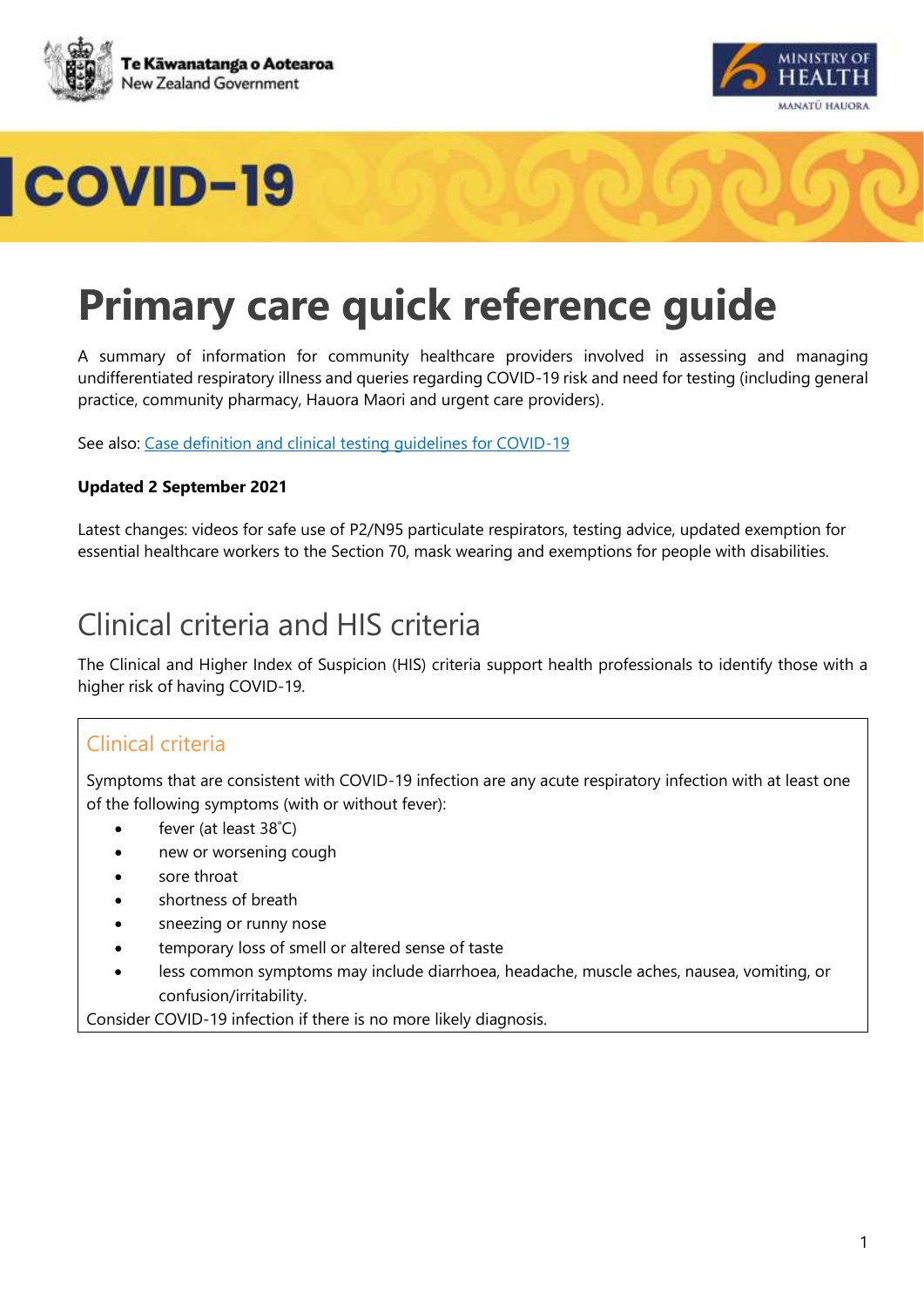Te Kāwanatanga o Aotearoa
New Zealand Government

MINISTRY OF HEALTH
MANATŪ HAUORA

# COVID-19

# Primary care quick reference guide

A summary of information for community healthcare providers involved in assessing and managing undifferentiated respiratory illness and queries regarding COVID-19 risk and need for testing (including general practice, community pharmacy, Hauora Maori and urgent care providers).

See also: [Case definition and clinical testing guidelines for COVID-19]()

**Updated 2 September 2021**

Latest changes: videos for safe use of P2/N95 particulate respirators, testing advice, updated exemption for essential healthcare workers to the Section 70, mask wearing and exemptions for people with disabilities.

## Clinical criteria and HIS criteria

The Clinical and Higher Index of Suspicion (HIS) criteria support health professionals to identify those with a higher risk of having COVID-19.

### Clinical criteria

Symptoms that are consistent with COVID-19 infection are any acute respiratory infection with at least one of the following symptoms (with or without fever):

- fever (at least 38˚C)
- new or worsening cough
- sore throat
- shortness of breath
- sneezing or runny nose
- temporary loss of smell or altered sense of taste
- less common symptoms may include diarrhoea, headache, muscle aches, nausea, vomiting, or confusion/irritability.

Consider COVID-19 infection if there is no more likely diagnosis.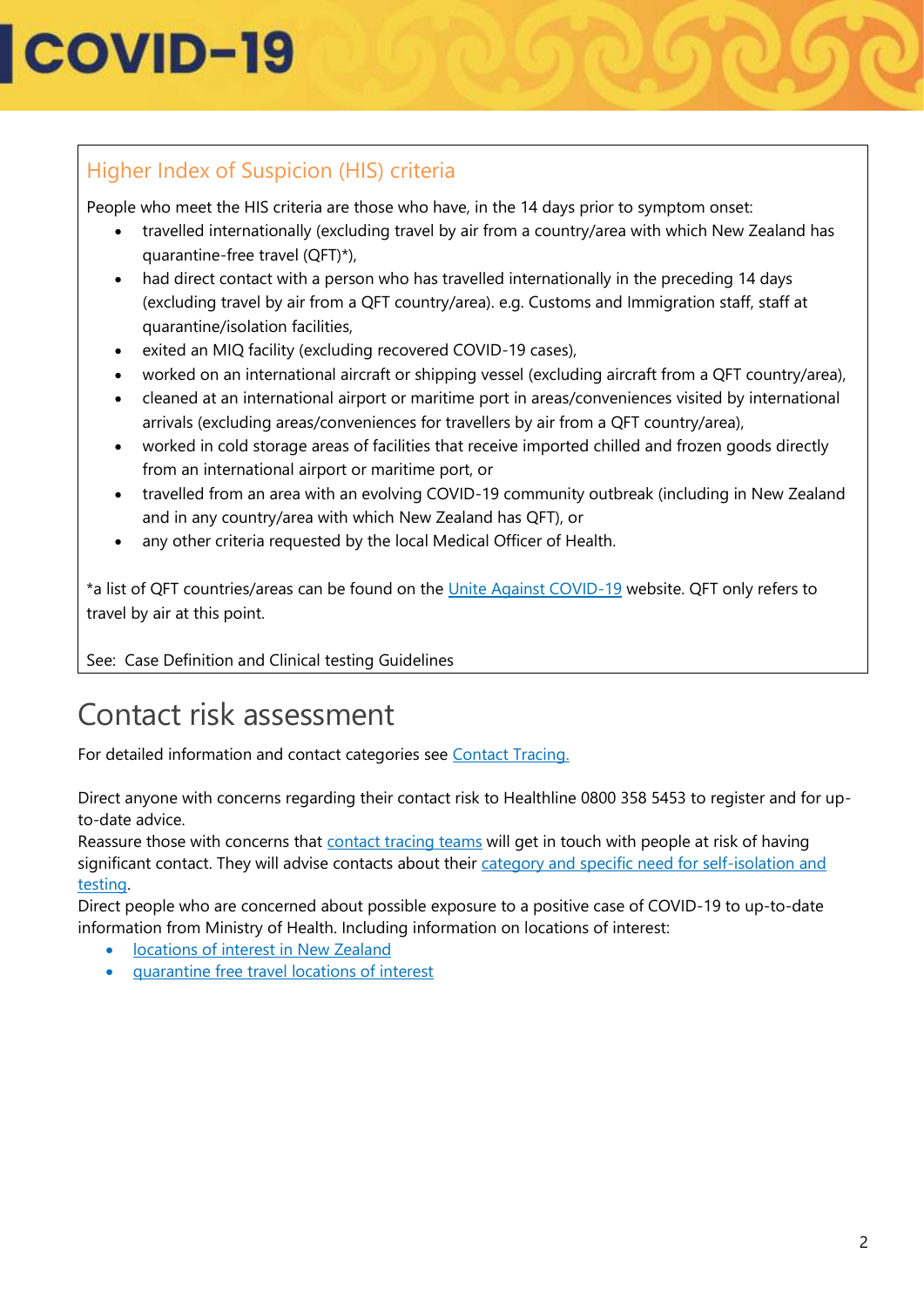## Higher Index of Suspicion (HIS) criteria

People who meet the HIS criteria are those who have, in the 14 days prior to symptom onset:

- travelled internationally (excluding travel by air from a country/area with which New Zealand has quarantine-free travel (QFT)*),
- had direct contact with a person who has travelled internationally in the preceding 14 days (excluding travel by air from a QFT country/area). e.g. Customs and Immigration staff, staff at quarantine/isolation facilities,
- exited an MIQ facility (excluding recovered COVID-19 cases),
- worked on an international aircraft or shipping vessel (excluding aircraft from a QFT country/area),
- cleaned at an international airport or maritime port in areas/conveniences visited by international arrivals (excluding areas/conveniences for travellers by air from a QFT country/area),
- worked in cold storage areas of facilities that receive imported chilled and frozen goods directly from an international airport or maritime port, or
- travelled from an area with an evolving COVID-19 community outbreak (including in New Zealand and in any country/area with which New Zealand has QFT), or
- any other criteria requested by the local Medical Officer of Health.

*a list of QFT countries/areas can be found on the Unite Against COVID-19 website. QFT only refers to travel by air at this point.

See: Case Definition and Clinical testing Guidelines

# Contact risk assessment

For detailed information and contact categories see Contact Tracing.

Direct anyone with concerns regarding their contact risk to Healthline 0800 358 5453 to register and for up-to-date advice.
Reassure those with concerns that contact tracing teams will get in touch with people at risk of having significant contact. They will advise contacts about their category and specific need for self-isolation and testing.
Direct people who are concerned about possible exposure to a positive case of COVID-19 to up-to-date information from Ministry of Health. Including information on locations of interest:

- locations of interest in New Zealand
- quarantine free travel locations of interest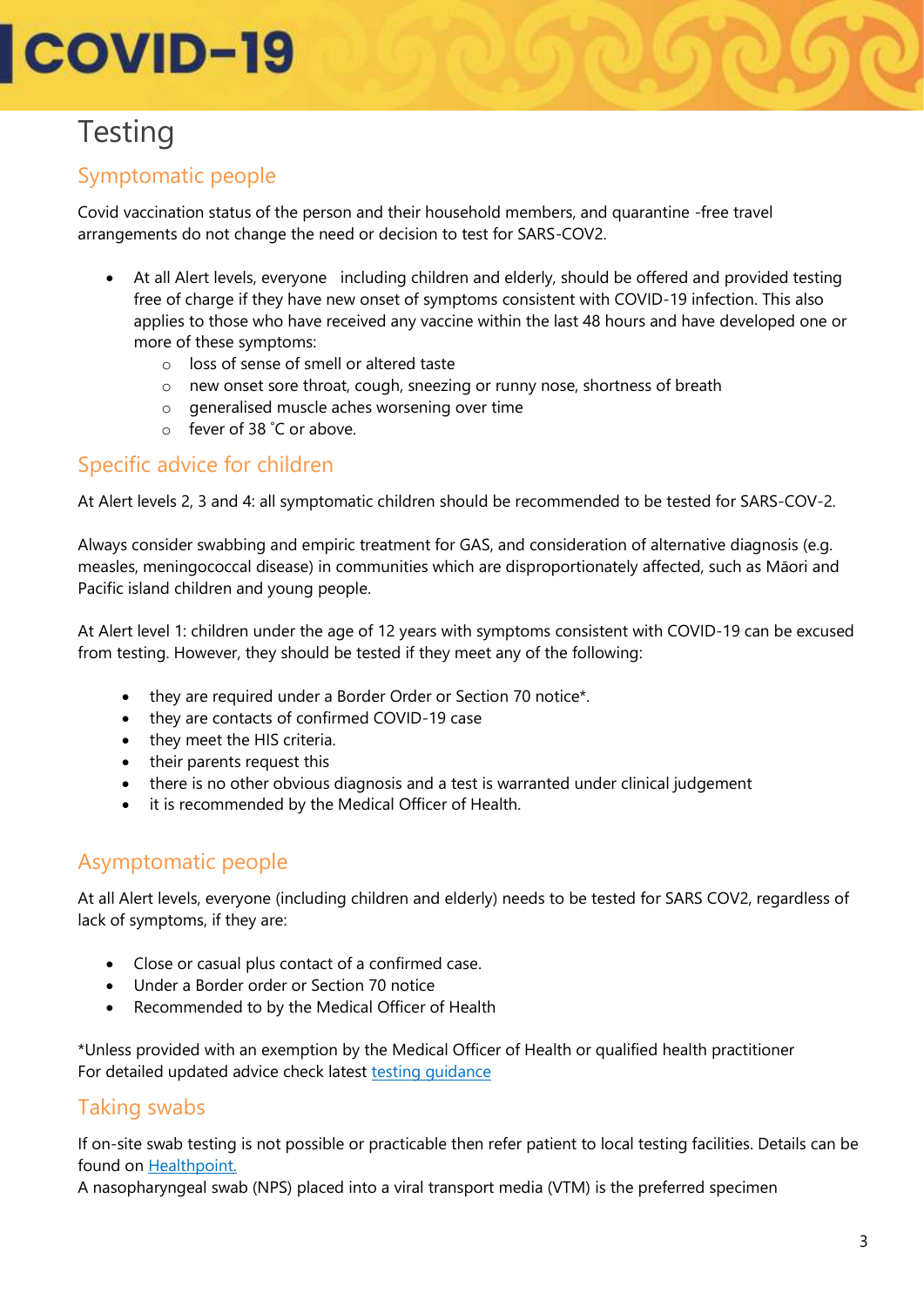// COVID-19

# Testing

## Symptomatic people

Covid vaccination status of the person and their household members, and quarantine -free travel arrangements do not change the need or decision to test for SARS-COV2.

- At all Alert levels, everyone including children and elderly, should be offered and provided testing free of charge if they have new onset of symptoms consistent with COVID-19 infection. This also applies to those who have received any vaccine within the last 48 hours and have developed one or more of these symptoms:
  - loss of sense of smell or altered taste
  - new onset sore throat, cough, sneezing or runny nose, shortness of breath
  - generalised muscle aches worsening over time
  - fever of 38 ˚C or above.

## Specific advice for children

At Alert levels 2, 3 and 4: all symptomatic children should be recommended to be tested for SARS-COV-2.

Always consider swabbing and empiric treatment for GAS, and consideration of alternative diagnosis (e.g. measles, meningococcal disease) in communities which are disproportionately affected, such as Māori and Pacific island children and young people.

At Alert level 1: children under the age of 12 years with symptoms consistent with COVID-19 can be excused from testing. However, they should be tested if they meet any of the following:

- they are required under a Border Order or Section 70 notice*.
- they are contacts of confirmed COVID-19 case
- they meet the HIS criteria.
- their parents request this
- there is no other obvious diagnosis and a test is warranted under clinical judgement
- it is recommended by the Medical Officer of Health.

## Asymptomatic people

At all Alert levels, everyone (including children and elderly) needs to be tested for SARS COV2, regardless of lack of symptoms, if they are:

- Close or casual plus contact of a confirmed case.
- Under a Border order or Section 70 notice
- Recommended to by the Medical Officer of Health

*Unless provided with an exemption by the Medical Officer of Health or qualified health practitioner
For detailed updated advice check latest testing guidance

## Taking swabs

If on-site swab testing is not possible or practicable then refer patient to local testing facilities. Details can be found on Healthpoint.
A nasopharyngeal swab (NPS) placed into a viral transport media (VTM) is the preferred specimen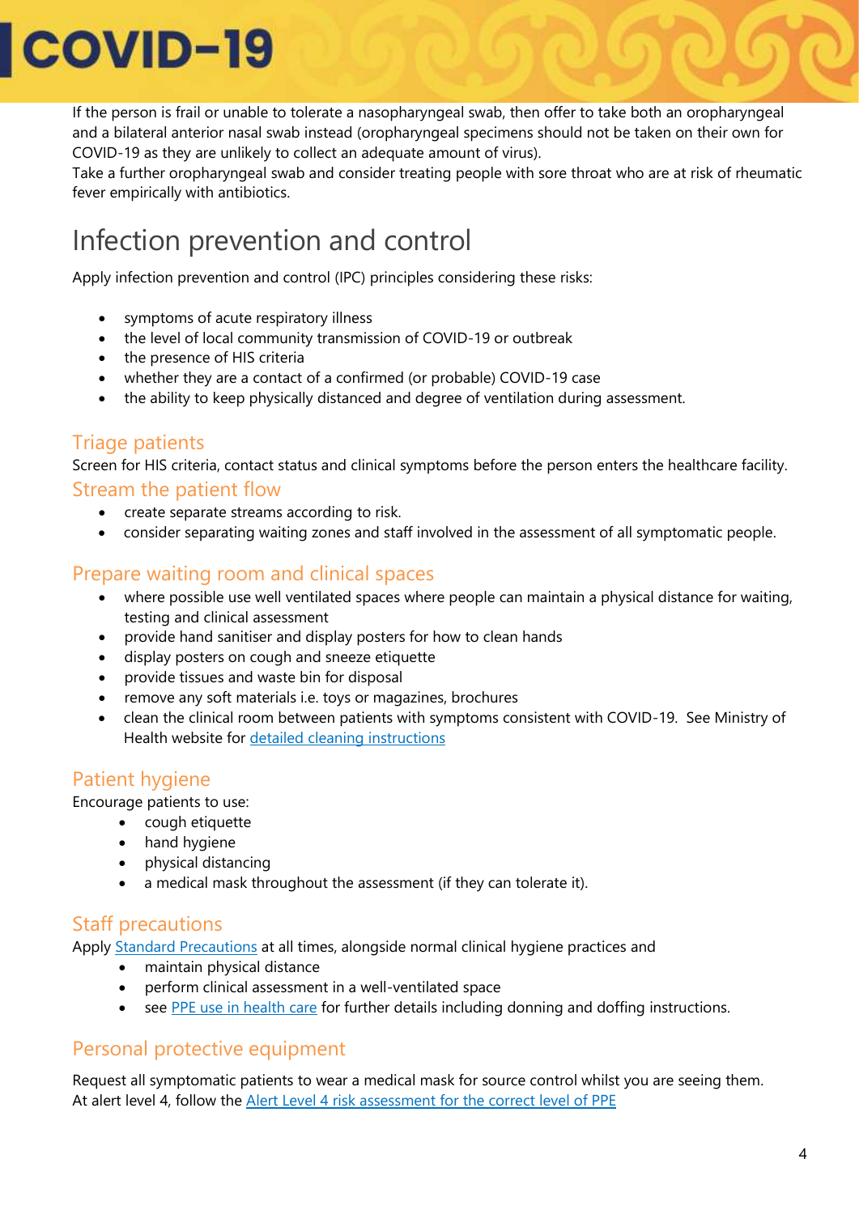If the person is frail or unable to tolerate a nasopharyngeal swab, then offer to take both an oropharyngeal and a bilateral anterior nasal swab instead (oropharyngeal specimens should not be taken on their own for COVID-19 as they are unlikely to collect an adequate amount of virus).
Take a further oropharyngeal swab and consider treating people with sore throat who are at risk of rheumatic fever empirically with antibiotics.

# Infection prevention and control

Apply infection prevention and control (IPC) principles considering these risks:

- symptoms of acute respiratory illness
- the level of local community transmission of COVID-19 or outbreak
- the presence of HIS criteria
- whether they are a contact of a confirmed (or probable) COVID-19 case
- the ability to keep physically distanced and degree of ventilation during assessment.

## Triage patients

Screen for HIS criteria, contact status and clinical symptoms before the person enters the healthcare facility.

## Stream the patient flow

- create separate streams according to risk.
- consider separating waiting zones and staff involved in the assessment of all symptomatic people.

## Prepare waiting room and clinical spaces

- where possible use well ventilated spaces where people can maintain a physical distance for waiting, testing and clinical assessment
- provide hand sanitiser and display posters for how to clean hands
- display posters on cough and sneeze etiquette
- provide tissues and waste bin for disposal
- remove any soft materials i.e. toys or magazines, brochures
- clean the clinical room between patients with symptoms consistent with COVID-19. See Ministry of Health website for [detailed cleaning instructions]

## Patient hygiene

Encourage patients to use:

- cough etiquette
- hand hygiene
- physical distancing
- a medical mask throughout the assessment (if they can tolerate it).

## Staff precautions

Apply [Standard Precautions] at all times, alongside normal clinical hygiene practices and

- maintain physical distance
- perform clinical assessment in a well-ventilated space
- see [PPE use in health care] for further details including donning and doffing instructions.

## Personal protective equipment

Request all symptomatic patients to wear a medical mask for source control whilst you are seeing them.
At alert level 4, follow the [Alert Level 4 risk assessment for the correct level of PPE]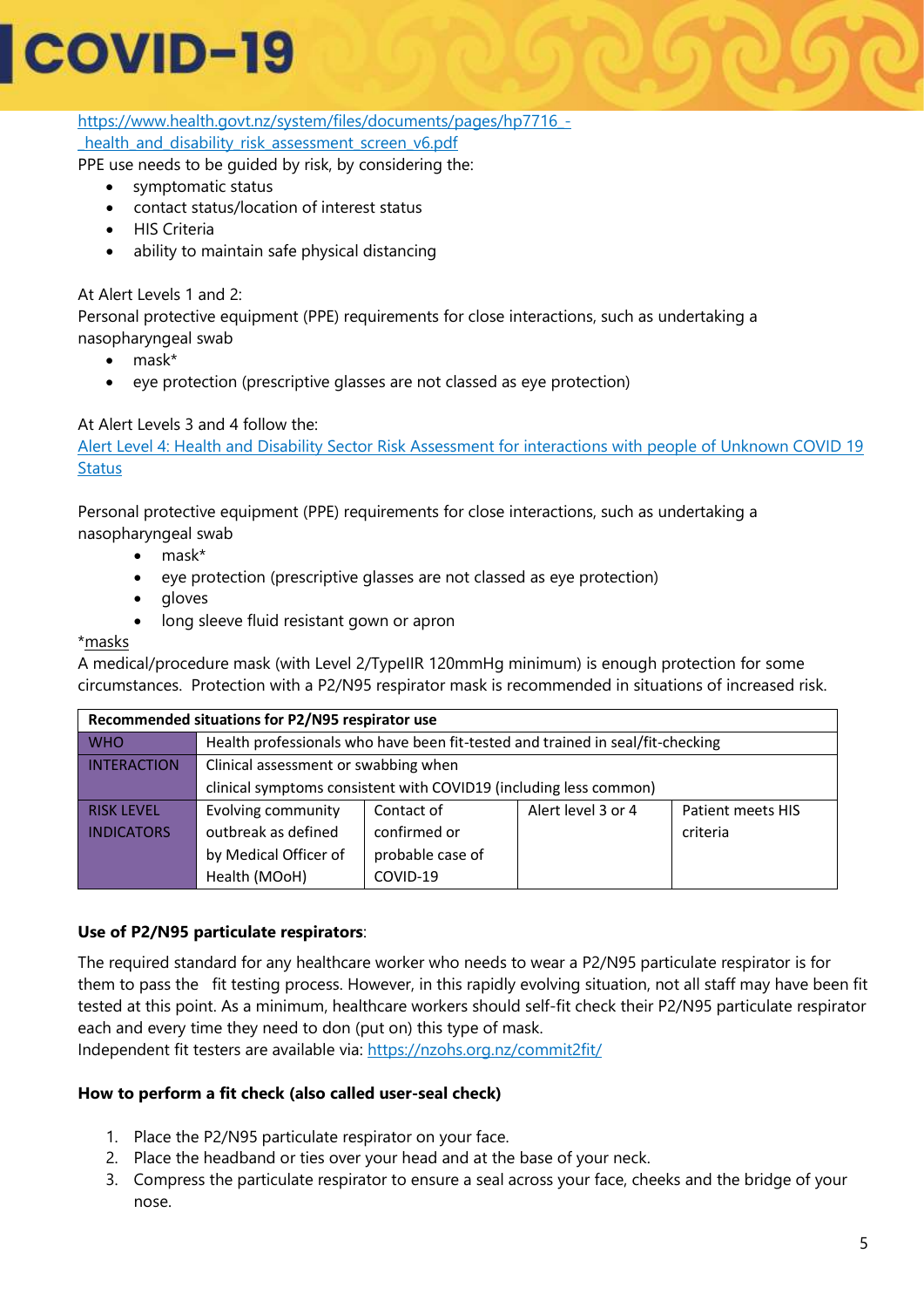https://www.health.govt.nz/system/files/documents/pages/hp7716_-_health_and_disability_risk_assessment_screen_v6.pdf

PPE use needs to be guided by risk, by considering the:

- symptomatic status
- contact status/location of interest status
- HIS Criteria
- ability to maintain safe physical distancing

At Alert Levels 1 and 2:

Personal protective equipment (PPE) requirements for close interactions, such as undertaking a nasopharyngeal swab

- mask*
- eye protection (prescriptive glasses are not classed as eye protection)

At Alert Levels 3 and 4 follow the:

Alert Level 4: Health and Disability Sector Risk Assessment for interactions with people of Unknown COVID 19 Status

Personal protective equipment (PPE) requirements for close interactions, such as undertaking a nasopharyngeal swab

- mask*
- eye protection (prescriptive glasses are not classed as eye protection)
- gloves
- long sleeve fluid resistant gown or apron

*masks

A medical/procedure mask (with Level 2/TypeIIR 120mmHg minimum) is enough protection for some circumstances. Protection with a P2/N95 respirator mask is recommended in situations of increased risk.

| Recommended situations for P2/N95 respirator use | | | | |
|---|---|---|---|---|
| WHO | Health professionals who have been fit-tested and trained in seal/fit-checking | | | |
| INTERACTION | Clinical assessment or swabbing when clinical symptoms consistent with COVID19 (including less common) | | | |
| RISK LEVEL INDICATORS | Evolving community outbreak as defined by Medical Officer of Health (MOoH) | Contact of confirmed or probable case of COVID-19 | Alert level 3 or 4 | Patient meets HIS criteria |

**Use of P2/N95 particulate respirators**:

The required standard for any healthcare worker who needs to wear a P2/N95 particulate respirator is for them to pass the fit testing process. However, in this rapidly evolving situation, not all staff may have been fit tested at this point. As a minimum, healthcare workers should self-fit check their P2/N95 particulate respirator each and every time they need to don (put on) this type of mask.

Independent fit testers are available via: https://nzohs.org.nz/commit2fit/

**How to perform a fit check (also called user-seal check)**

1. Place the P2/N95 particulate respirator on your face.
2. Place the headband or ties over your head and at the base of your neck.
3. Compress the particulate respirator to ensure a seal across your face, cheeks and the bridge of your nose.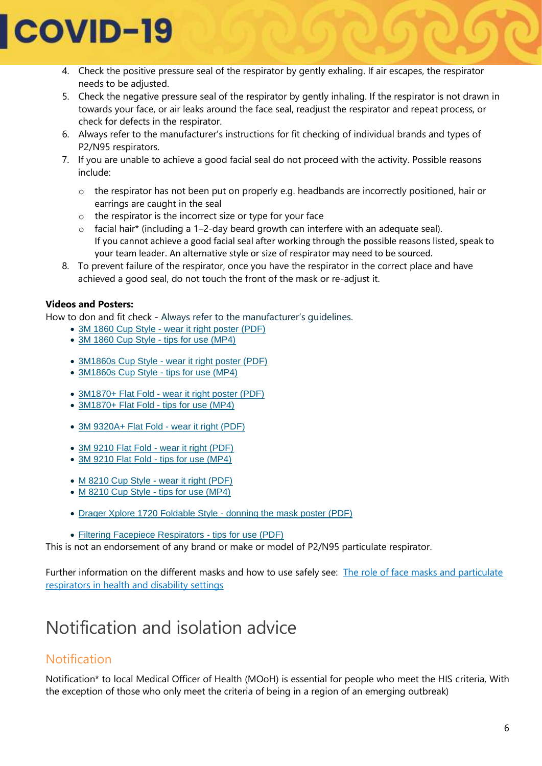4. Check the positive pressure seal of the respirator by gently exhaling. If air escapes, the respirator needs to be adjusted.
5. Check the negative pressure seal of the respirator by gently inhaling. If the respirator is not drawn in towards your face, or air leaks around the face seal, readjust the respirator and repeat process, or check for defects in the respirator.
6. Always refer to the manufacturer's instructions for fit checking of individual brands and types of P2/N95 respirators.
7. If you are unable to achieve a good facial seal do not proceed with the activity. Possible reasons include:
   - the respirator has not been put on properly e.g. headbands are incorrectly positioned, hair or earrings are caught in the seal
   - the respirator is the incorrect size or type for your face
   - facial hair* (including a 1–2-day beard growth can interfere with an adequate seal).
     If you cannot achieve a good facial seal after working through the possible reasons listed, speak to your team leader. An alternative style or size of respirator may need to be sourced.
8. To prevent failure of the respirator, once you have the respirator in the correct place and have achieved a good seal, do not touch the front of the mask or re-adjust it.

**Videos and Posters:**

How to don and fit check - Always refer to the manufacturer's guidelines.

- 3M 1860 Cup Style - wear it right poster (PDF)
- 3M 1860 Cup Style - tips for use (MP4)

- 3M1860s Cup Style - wear it right poster (PDF)
- 3M1860s Cup Style - tips for use (MP4)

- 3M1870+ Flat Fold - wear it right poster (PDF)
- 3M1870+ Flat Fold - tips for use (MP4)

- 3M 9320A+ Flat Fold - wear it right (PDF)

- 3M 9210 Flat Fold - wear it right (PDF)
- 3M 9210 Flat Fold - tips for use (MP4)

- M 8210 Cup Style - wear it right (PDF)
- M 8210 Cup Style - tips for use (MP4)

- Drager Xplore 1720 Foldable Style - donning the mask poster (PDF)

- Filtering Facepiece Respirators - tips for use (PDF)

This is not an endorsement of any brand or make or model of P2/N95 particulate respirator.

Further information on the different masks and how to use safely see: The role of face masks and particulate respirators in health and disability settings

# Notification and isolation advice

## Notification

Notification* to local Medical Officer of Health (MOoH) is essential for people who meet the HIS criteria, With the exception of those who only meet the criteria of being in a region of an emerging outbreak)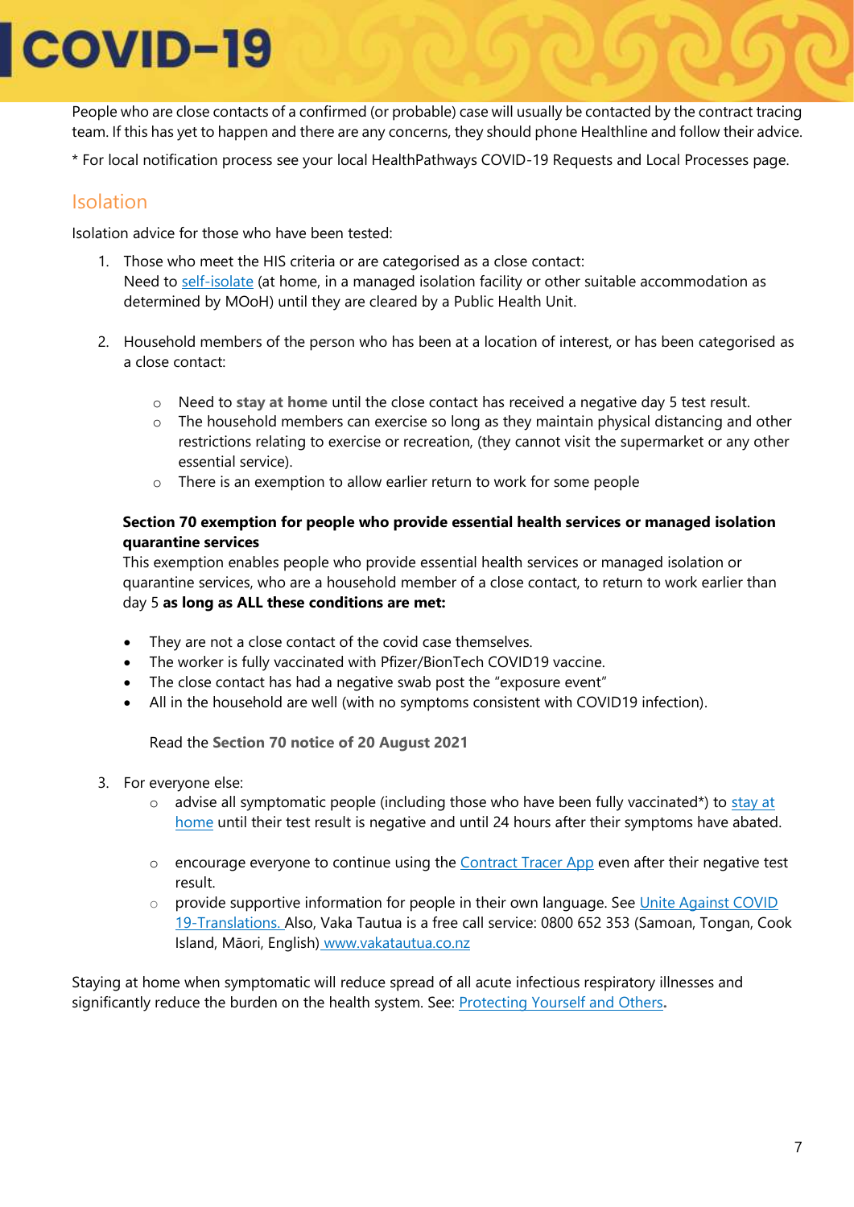People who are close contacts of a confirmed (or probable) case will usually be contacted by the contract tracing team. If this has yet to happen and there are any concerns, they should phone Healthline and follow their advice.

* For local notification process see your local HealthPathways COVID-19 Requests and Local Processes page.

## Isolation

Isolation advice for those who have been tested:

1. Those who meet the HIS criteria or are categorised as a close contact:
   Need to self-isolate (at home, in a managed isolation facility or other suitable accommodation as determined by MOoH) until they are cleared by a Public Health Unit.

2. Household members of the person who has been at a location of interest, or has been categorised as a close contact:

   - Need to **stay at home** until the close contact has received a negative day 5 test result.
   - The household members can exercise so long as they maintain physical distancing and other restrictions relating to exercise or recreation, (they cannot visit the supermarket or any other essential service).
   - There is an exemption to allow earlier return to work for some people

   **Section 70 exemption for people who provide essential health services or managed isolation quarantine services**
   This exemption enables people who provide essential health services or managed isolation or quarantine services, who are a household member of a close contact, to return to work earlier than day 5 **as long as ALL these conditions are met:**

   - They are not a close contact of the covid case themselves.
   - The worker is fully vaccinated with Pfizer/BionTech COVID19 vaccine.
   - The close contact has had a negative swab post the "exposure event"
   - All in the household are well (with no symptoms consistent with COVID19 infection).

   Read the **Section 70 notice of 20 August 2021**

3. For everyone else:
   - advise all symptomatic people (including those who have been fully vaccinated*) to stay at home until their test result is negative and until 24 hours after their symptoms have abated.
   - encourage everyone to continue using the Contract Tracer App even after their negative test result.
   - provide supportive information for people in their own language. See Unite Against COVID 19-Translations. Also, Vaka Tautua is a free call service: 0800 652 353 (Samoan, Tongan, Cook Island, Māori, English) www.vakatautua.co.nz

Staying at home when symptomatic will reduce spread of all acute infectious respiratory illnesses and significantly reduce the burden on the health system. See: Protecting Yourself and Others.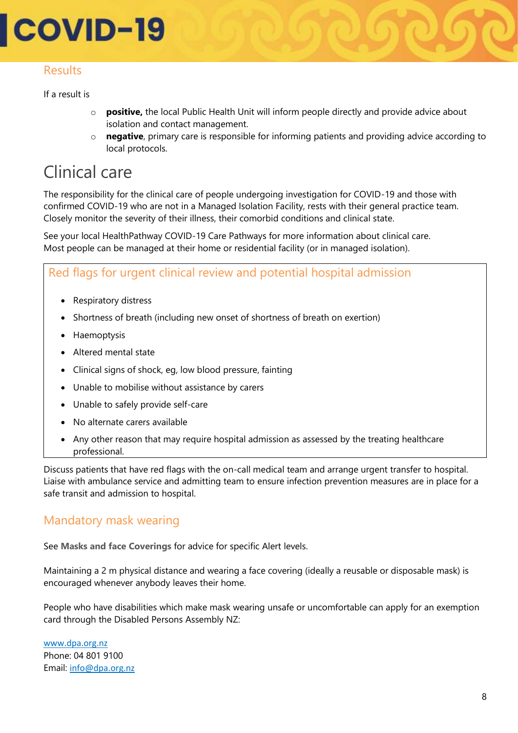## Results

If a result is

- **positive,** the local Public Health Unit will inform people directly and provide advice about isolation and contact management.
- **negative**, primary care is responsible for informing patients and providing advice according to local protocols.

# Clinical care

The responsibility for the clinical care of people undergoing investigation for COVID-19 and those with confirmed COVID-19 who are not in a Managed Isolation Facility, rests with their general practice team. Closely monitor the severity of their illness, their comorbid conditions and clinical state.

See your local HealthPathway COVID-19 Care Pathways for more information about clinical care. Most people can be managed at their home or residential facility (or in managed isolation).

## Red flags for urgent clinical review and potential hospital admission

- Respiratory distress
- Shortness of breath (including new onset of shortness of breath on exertion)
- Haemoptysis
- Altered mental state
- Clinical signs of shock, eg, low blood pressure, fainting
- Unable to mobilise without assistance by carers
- Unable to safely provide self-care
- No alternate carers available
- Any other reason that may require hospital admission as assessed by the treating healthcare professional.

Discuss patients that have red flags with the on-call medical team and arrange urgent transfer to hospital. Liaise with ambulance service and admitting team to ensure infection prevention measures are in place for a safe transit and admission to hospital.

## Mandatory mask wearing

See **Masks and face Coverings** for advice for specific Alert levels.

Maintaining a 2 m physical distance and wearing a face covering (ideally a reusable or disposable mask) is encouraged whenever anybody leaves their home.

People who have disabilities which make mask wearing unsafe or uncomfortable can apply for an exemption card through the Disabled Persons Assembly NZ:

www.dpa.org.nz
Phone: 04 801 9100
Email: info@dpa.org.nz